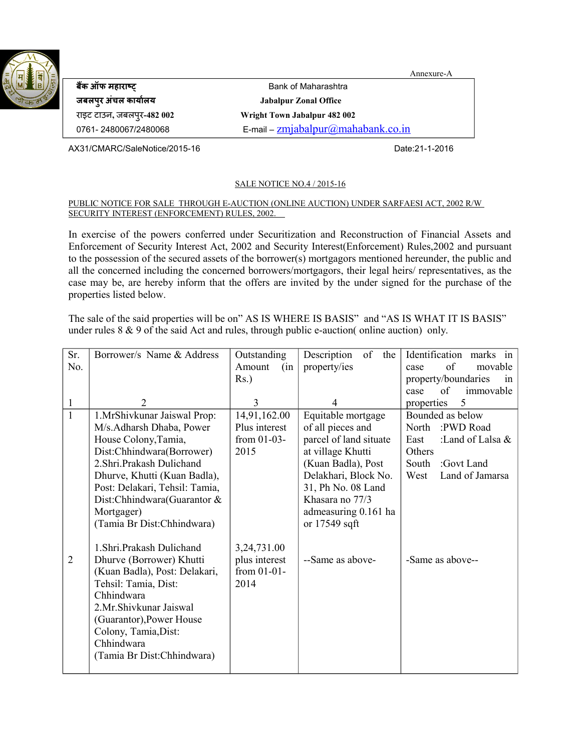Annexure-A

| बैंक ऑफ महाराष्ट्र | Bank of Maharashtra |
|---|---|
| जबलपुर अंचल कार्यालय | **Jabalpur Zonal Office** |
| राइट टाउन, जबलपुर-482 002 | **Wright Town Jabalpur 482 002** |
| 0761- 2480067/2480068 | E-mail – zmjabalpur@mahabank.co.in |

AX31/CMARC/SaleNotice/2015-16 Date:21-1-2016

SALE NOTICE NO.4 / 2015-16

PUBLIC NOTICE FOR SALE THROUGH E-AUCTION (ONLINE AUCTION) UNDER SARFAESI ACT, 2002 R/W SECURITY INTEREST (ENFORCEMENT) RULES, 2002.

In exercise of the powers conferred under Securitization and Reconstruction of Financial Assets and Enforcement of Security Interest Act, 2002 and Security Interest(Enforcement) Rules,2002 and pursuant to the possession of the secured assets of the borrower(s) mortgagors mentioned hereunder, the public and all the concerned including the concerned borrowers/mortgagors, their legal heirs/ representatives, as the case may be, are hereby inform that the offers are invited by the under signed for the purchase of the properties listed below.

The sale of the said properties will be on" AS IS WHERE IS BASIS" and "AS IS WHAT IT IS BASIS" under rules 8 & 9 of the said Act and rules, through public e-auction( online auction) only.

| Sr. No. | Borrower/s Name & Address | Outstanding Amount (in Rs.) | Description of the property/ies | Identification marks in case of movable property/boundaries in case of immovable properties |
|---|---|---|---|---|
| 1 | 2 | 3 | 4 | 5 |
| 1 | 1.MrShivkunar Jaiswal Prop: M/s.Adharsh Dhaba, Power House Colony,Tamia, Dist:Chhindwara(Borrower)<br>2.Shri.Prakash Dulichand Dhurve, Khutti (Kuan Badla), Post: Delakari, Tehsil: Tamia, Dist:Chhindwara(Guarantor & Mortgager)<br>(Tamia Br Dist:Chhindwara) | 14,91,162.00 Plus interest from 01-03-2015 | Equitable mortgage of all pieces and parcel of land situate at village Khutti (Kuan Badla), Post Delakhari, Block No. 31, Ph No. 08 Land Khasara no 77/3 admeasuring 0.161 ha or 17549 sqft | Bounded as below<br>North :PWD Road<br>East :Land of Lalsa & Others<br>South :Govt Land<br>West Land of Jamarsa |
| 2 | 1.Shri.Prakash Dulichand Dhurve (Borrower) Khutti (Kuan Badla), Post: Delakari, Tehsil: Tamia, Dist: Chhindwara<br>2.Mr.Shivkunar Jaiswal (Guarantor),Power House Colony, Tamia,Dist: Chhindwara<br>(Tamia Br Dist:Chhindwara) | 3,24,731.00 plus interest from 01-01-2014 | --Same as above- | -Same as above-- |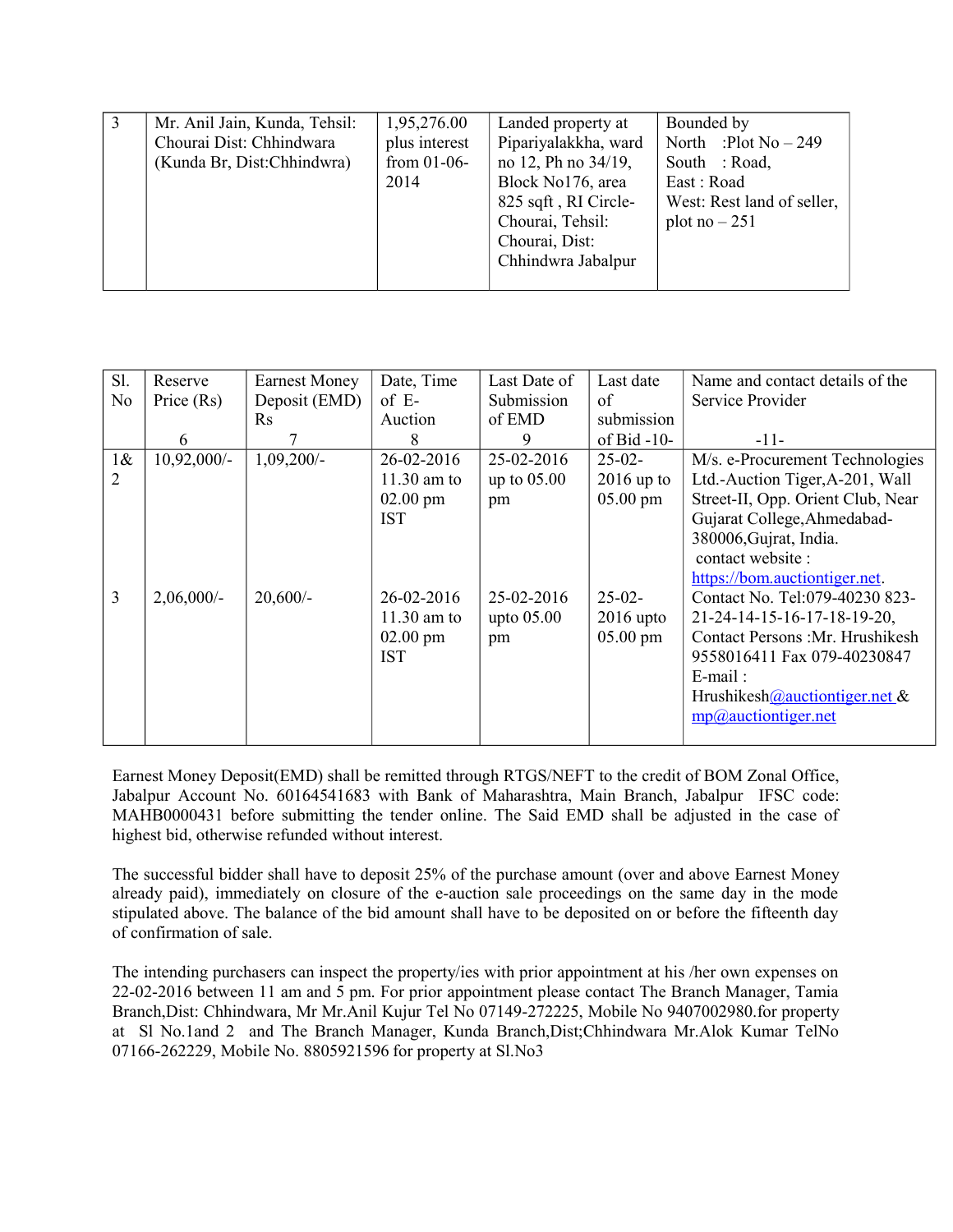| 3 | Mr. Anil Jain, Kunda, Tehsil: Chourai Dist: Chhindwara (Kunda Br, Dist:Chhindwra) | 1,95,276.00 plus interest from 01-06-2014 | Landed property at Pipariyalakkha, ward no 12, Ph no 34/19, Block No176, area 825 sqft , RI Circle- Chourai, Tehsil: Chourai, Dist: Chhindwra Jabalpur | Bounded by North :Plot No – 249 South : Road, East : Road West: Rest land of seller, plot no – 251 |
|---|---|---|---|---|

| Sl. No | Reserve Price (Rs) 6 | Earnest Money Deposit (EMD) Rs 7 | Date, Time of E-Auction 8 | Last Date of Submission of EMD 9 | Last date of submission of Bid -10- | Name and contact details of the Service Provider -11- |
|---|---|---|---|---|---|---|
| 1& 2 | 10,92,000/- | 1,09,200/- | 26-02-2016 11.30 am to 02.00 pm IST | 25-02-2016 up to 05.00 pm | 25-02-2016 up to 05.00 pm | M/s. e-Procurement Technologies Ltd.-Auction Tiger,A-201, Wall Street-II, Opp. Orient Club, Near Gujarat College,Ahmedabad-380006,Gujrat, India. contact website : https://bom.auctiontiger.net. |
| 3 | 2,06,000/- | 20,600/- | 26-02-2016 11.30 am to 02.00 pm IST | 25-02-2016 upto 05.00 pm | 25-02-2016 upto 05.00 pm | Contact No. Tel:079-40230 823-21-24-14-15-16-17-18-19-20, Contact Persons :Mr. Hrushikesh 9558016411 Fax 079-40230847 E-mail : Hrushikesh@auctiontiger.net & mp@auctiontiger.net |

Earnest Money Deposit(EMD) shall be remitted through RTGS/NEFT to the credit of BOM Zonal Office, Jabalpur Account No. 60164541683 with Bank of Maharashtra, Main Branch, Jabalpur IFSC code: MAHB0000431 before submitting the tender online. The Said EMD shall be adjusted in the case of highest bid, otherwise refunded without interest.

The successful bidder shall have to deposit 25% of the purchase amount (over and above Earnest Money already paid), immediately on closure of the e-auction sale proceedings on the same day in the mode stipulated above. The balance of the bid amount shall have to be deposited on or before the fifteenth day of confirmation of sale.

The intending purchasers can inspect the property/ies with prior appointment at his /her own expenses on 22-02-2016 between 11 am and 5 pm. For prior appointment please contact The Branch Manager, Tamia Branch,Dist: Chhindwara, Mr Mr.Anil Kujur Tel No 07149-272225, Mobile No 9407002980.for property at Sl No.1and 2 and The Branch Manager, Kunda Branch,Dist;Chhindwara Mr.Alok Kumar TelNo 07166-262229, Mobile No. 8805921596 for property at Sl.No3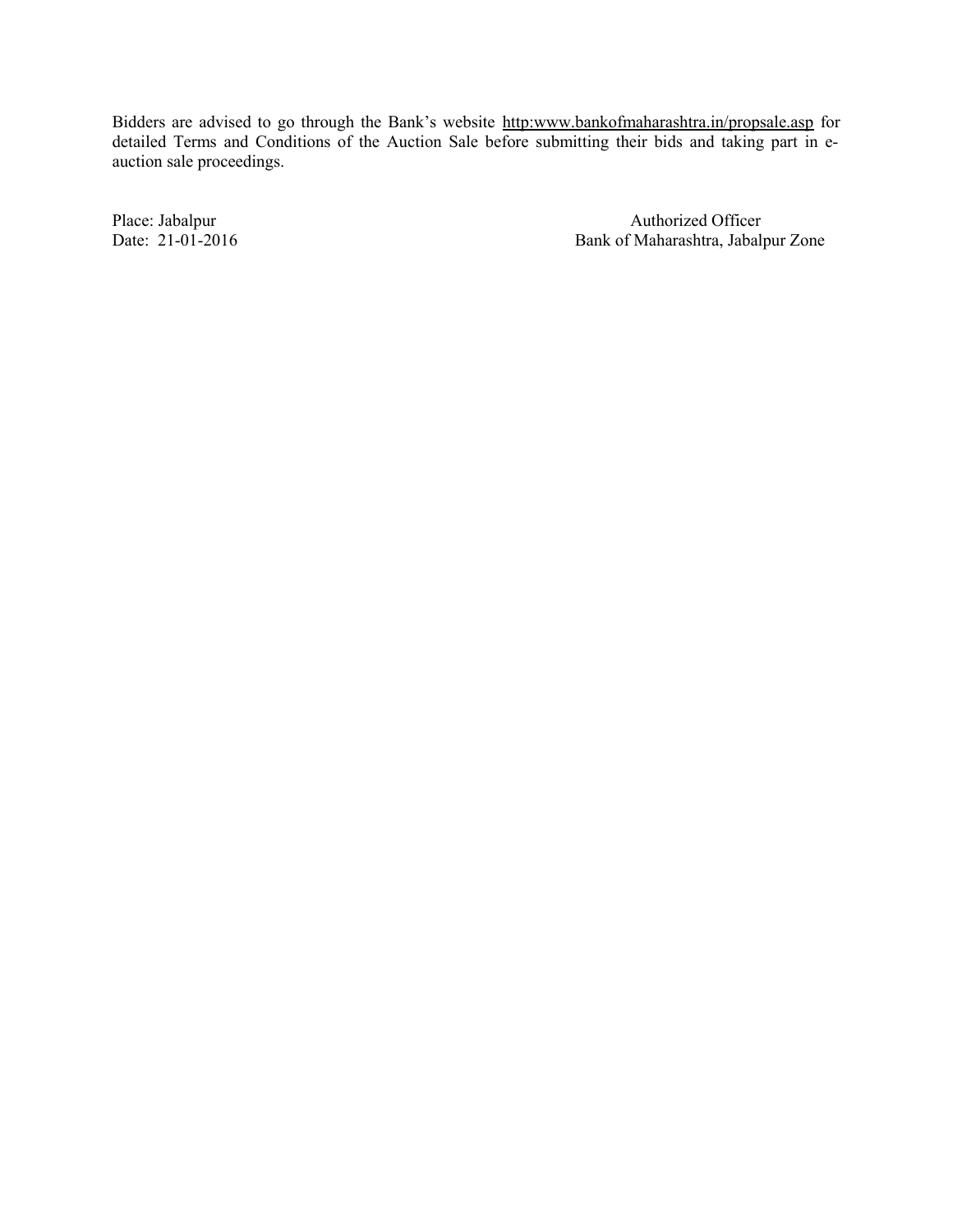Bidders are advised to go through the Bank's website http:www.bankofmaharashtra.in/propsale.asp for detailed Terms and Conditions of the Auction Sale before submitting their bids and taking part in e-auction sale proceedings.

Place: Jabalpur
Date: 21-01-2016

Authorized Officer
Bank of Maharashtra, Jabalpur Zone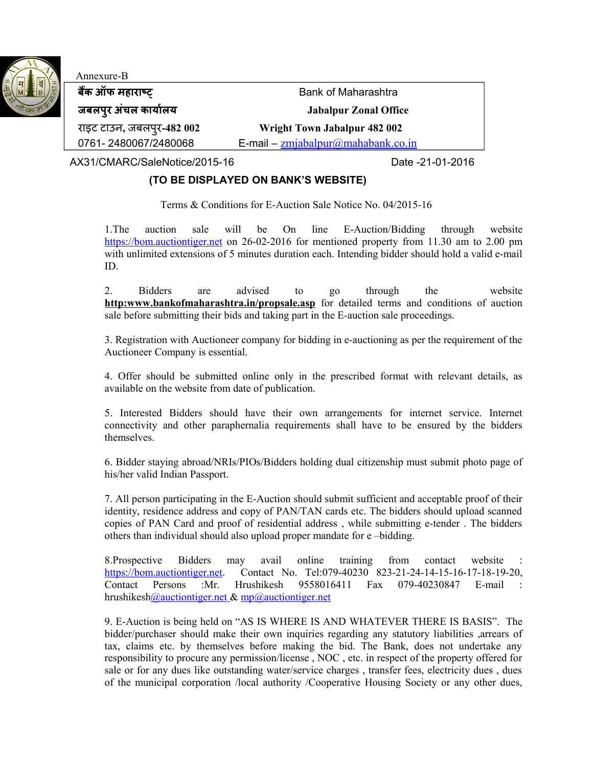Annexure-B

| बैंक ऑफ महाराष्ट्र | Bank of Maharashtra |
|---|---|
| **जबलपुर अंचल कार्यालय** | **Jabalpur Zonal Office** |
| राइट टाउन, जबलपुर-**482 002** | **Wright Town Jabalpur 482 002** |
| 0761- 2480067/2480068 | E-mail – zmjabalpur@mahabank.co.in |

AX31/CMARC/SaleNotice/2015-16 Date -21-01-2016

**(TO BE DISPLAYED ON BANK'S WEBSITE)**

Terms & Conditions for E-Auction Sale Notice No. 04/2015-16

1.The auction sale will be On line E-Auction/Bidding through website https://bom.auctiontiger.net on 26-02-2016 for mentioned property from 11.30 am to 2.00 pm with unlimited extensions of 5 minutes duration each. Intending bidder should hold a valid e-mail ID.

2. Bidders are advised to go through the website **http:www.bankofmaharashtra.in/propsale.asp** for detailed terms and conditions of auction sale before submitting their bids and taking part in the E-auction sale proceedings.

3. Registration with Auctioneer company for bidding in e-auctioning as per the requirement of the Auctioneer Company is essential.

4. Offer should be submitted online only in the prescribed format with relevant details, as available on the website from date of publication.

5. Interested Bidders should have their own arrangements for internet service. Internet connectivity and other paraphernalia requirements shall have to be ensured by the bidders themselves.

6. Bidder staying abroad/NRIs/PIOs/Bidders holding dual citizenship must submit photo page of his/her valid Indian Passport.

7. All person participating in the E-Auction should submit sufficient and acceptable proof of their identity, residence address and copy of PAN/TAN cards etc. The bidders should upload scanned copies of PAN Card and proof of residential address , while submitting e-tender . The bidders others than individual should also upload proper mandate for e –bidding.

8.Prospective Bidders may avail online training from contact website : https://bom.auctiontiger.net. Contact No. Tel:079-40230 823-21-24-14-15-16-17-18-19-20, Contact Persons :Mr. Hrushikesh 9558016411 Fax 079-40230847 E-mail : hrushikesh@auctiontiger.net & mp@auctiontiger.net

9. E-Auction is being held on "AS IS WHERE IS AND WHATEVER THERE IS BASIS". The bidder/purchaser should make their own inquiries regarding any statutory liabilities ,arrears of tax, claims etc. by themselves before making the bid. The Bank, does not undertake any responsibility to procure any permission/license , NOC , etc. in respect of the property offered for sale or for any dues like outstanding water/service charges , transfer fees, electricity dues , dues of the municipal corporation /local authority /Cooperative Housing Society or any other dues,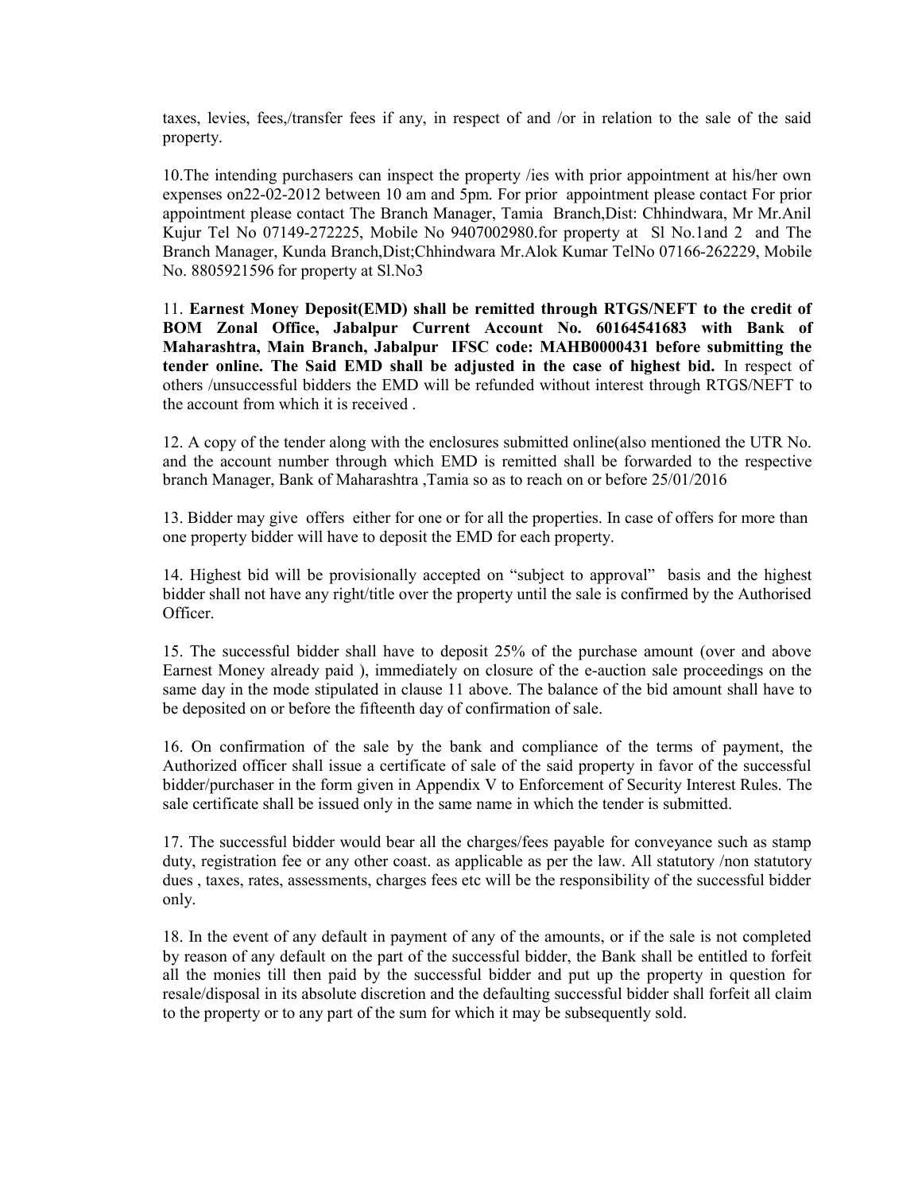taxes, levies, fees,/transfer fees if any, in respect of and /or in relation to the sale of the said property.

10.The intending purchasers can inspect the property /ies with prior appointment at his/her own expenses on22-02-2012 between 10 am and 5pm. For prior appointment please contact For prior appointment please contact The Branch Manager, Tamia Branch,Dist: Chhindwara, Mr Mr.Anil Kujur Tel No 07149-272225, Mobile No 9407002980.for property at Sl No.1and 2 and The Branch Manager, Kunda Branch,Dist;Chhindwara Mr.Alok Kumar TelNo 07166-262229, Mobile No. 8805921596 for property at Sl.No3

11. **Earnest Money Deposit(EMD) shall be remitted through RTGS/NEFT to the credit of BOM Zonal Office, Jabalpur Current Account No. 60164541683 with Bank of Maharashtra, Main Branch, Jabalpur IFSC code: MAHB0000431 before submitting the tender online. The Said EMD shall be adjusted in the case of highest bid.** In respect of others /unsuccessful bidders the EMD will be refunded without interest through RTGS/NEFT to the account from which it is received .

12. A copy of the tender along with the enclosures submitted online(also mentioned the UTR No. and the account number through which EMD is remitted shall be forwarded to the respective branch Manager, Bank of Maharashtra ,Tamia so as to reach on or before 25/01/2016

13. Bidder may give offers either for one or for all the properties. In case of offers for more than one property bidder will have to deposit the EMD for each property.

14. Highest bid will be provisionally accepted on "subject to approval" basis and the highest bidder shall not have any right/title over the property until the sale is confirmed by the Authorised Officer.

15. The successful bidder shall have to deposit 25% of the purchase amount (over and above Earnest Money already paid ), immediately on closure of the e-auction sale proceedings on the same day in the mode stipulated in clause 11 above. The balance of the bid amount shall have to be deposited on or before the fifteenth day of confirmation of sale.

16. On confirmation of the sale by the bank and compliance of the terms of payment, the Authorized officer shall issue a certificate of sale of the said property in favor of the successful bidder/purchaser in the form given in Appendix V to Enforcement of Security Interest Rules. The sale certificate shall be issued only in the same name in which the tender is submitted.

17. The successful bidder would bear all the charges/fees payable for conveyance such as stamp duty, registration fee or any other coast. as applicable as per the law. All statutory /non statutory dues , taxes, rates, assessments, charges fees etc will be the responsibility of the successful bidder only.

18. In the event of any default in payment of any of the amounts, or if the sale is not completed by reason of any default on the part of the successful bidder, the Bank shall be entitled to forfeit all the monies till then paid by the successful bidder and put up the property in question for resale/disposal in its absolute discretion and the defaulting successful bidder shall forfeit all claim to the property or to any part of the sum for which it may be subsequently sold.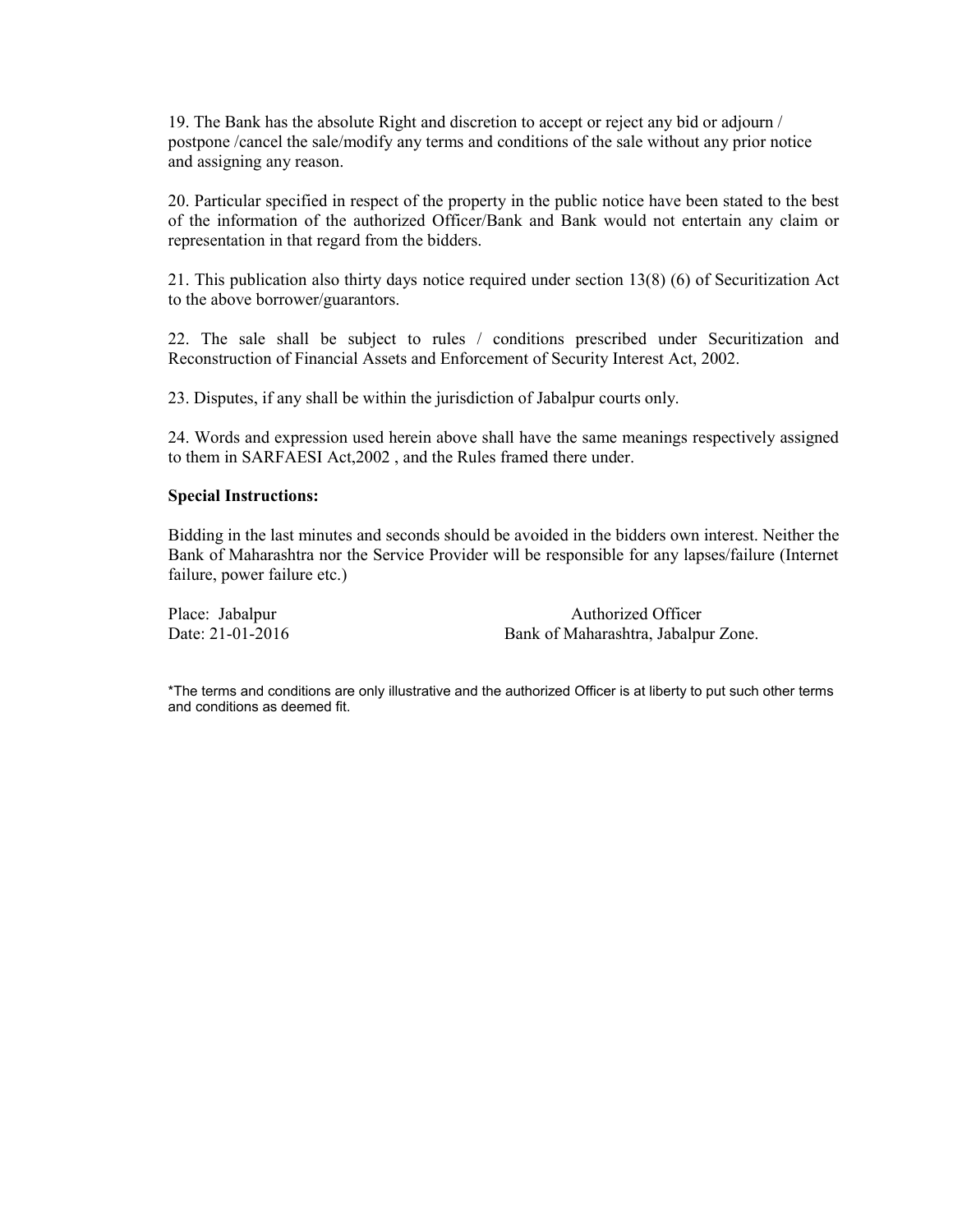19. The Bank has the absolute Right and discretion to accept or reject any bid or adjourn / postpone /cancel the sale/modify any terms and conditions of the sale without any prior notice and assigning any reason.

20. Particular specified in respect of the property in the public notice have been stated to the best of the information of the authorized Officer/Bank and Bank would not entertain any claim or representation in that regard from the bidders.

21. This publication also thirty days notice required under section 13(8) (6) of Securitization Act to the above borrower/guarantors.

22. The sale shall be subject to rules / conditions prescribed under Securitization and Reconstruction of Financial Assets and Enforcement of Security Interest Act, 2002.

23. Disputes, if any shall be within the jurisdiction of Jabalpur courts only.

24. Words and expression used herein above shall have the same meanings respectively assigned to them in SARFAESI Act,2002 , and the Rules framed there under.

**Special Instructions:**

Bidding in the last minutes and seconds should be avoided in the bidders own interest. Neither the Bank of Maharashtra nor the Service Provider will be responsible for any lapses/failure (Internet failure, power failure etc.)

Place: Jabalpur
Date: 21-01-2016

Authorized Officer
Bank of Maharashtra, Jabalpur Zone.

*The terms and conditions are only illustrative and the authorized Officer is at liberty to put such other terms and conditions as deemed fit.